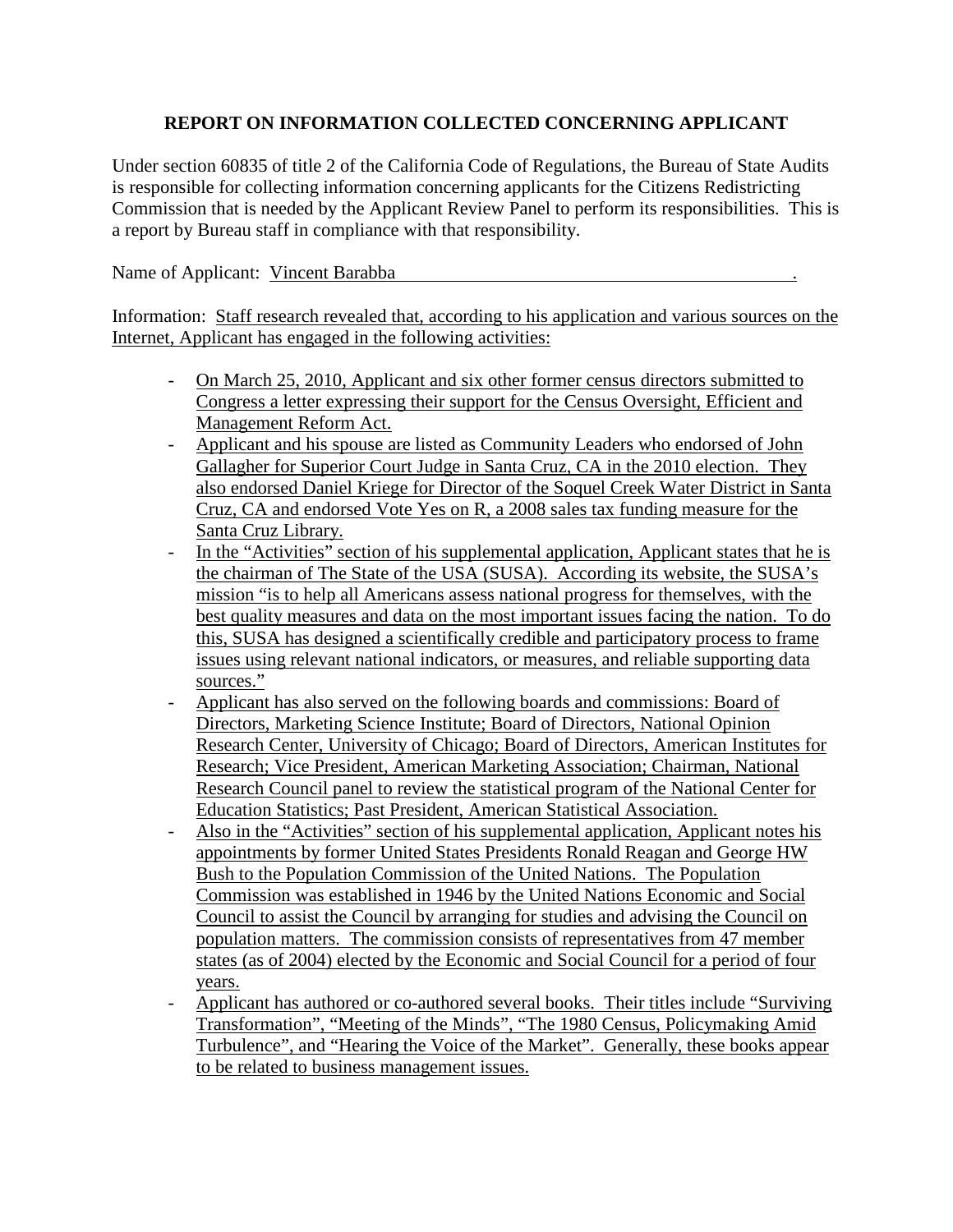## REPORT ON INFORMATION COLLECTED CONCERNING APPLICANT

Under section 60835 of title 2 of the California Code of Regulations, the Bureau of State Audits is responsible for collecting information concerning applicants for the Citizens Redistricting Commission that is needed by the Applicant Review Panel to perform its responsibilities. This is a report by Bureau staff in compliance with that responsibility.

Name of Applicant: Vincent Barabba .

Information: Staff research revealed that, according to his application and various sources on the Internet, Applicant has engaged in the following activities:

- On March 25, 2010, Applicant and six other former census directors submitted to Congress a letter expressing their support for the Census Oversight, Efficient and Management Reform Act.
- Applicant and his spouse are listed as Community Leaders who endorsed of John Gallagher for Superior Court Judge in Santa Cruz, CA in the 2010 election. They also endorsed Daniel Kriege for Director of the Soquel Creek Water District in Santa Cruz, CA and endorsed Vote Yes on R, a 2008 sales tax funding measure for the Santa Cruz Library.
- In the "Activities" section of his supplemental application, Applicant states that he is the chairman of The State of the USA (SUSA). According its website, the SUSA's mission "is to help all Americans assess national progress for themselves, with the best quality measures and data on the most important issues facing the nation. To do this, SUSA has designed a scientifically credible and participatory process to frame issues using relevant national indicators, or measures, and reliable supporting data sources."
- Applicant has also served on the following boards and commissions: Board of Directors, Marketing Science Institute; Board of Directors, National Opinion Research Center, University of Chicago; Board of Directors, American Institutes for Research; Vice President, American Marketing Association; Chairman, National Research Council panel to review the statistical program of the National Center for Education Statistics; Past President, American Statistical Association.
- Also in the "Activities" section of his supplemental application, Applicant notes his appointments by former United States Presidents Ronald Reagan and George HW Bush to the Population Commission of the United Nations. The Population Commission was established in 1946 by the United Nations Economic and Social Council to assist the Council by arranging for studies and advising the Council on population matters. The commission consists of representatives from 47 member states (as of 2004) elected by the Economic and Social Council for a period of four years.
- Applicant has authored or co-authored several books. Their titles include "Surviving Transformation", "Meeting of the Minds", "The 1980 Census, Policymaking Amid Turbulence", and "Hearing the Voice of the Market". Generally, these books appear to be related to business management issues.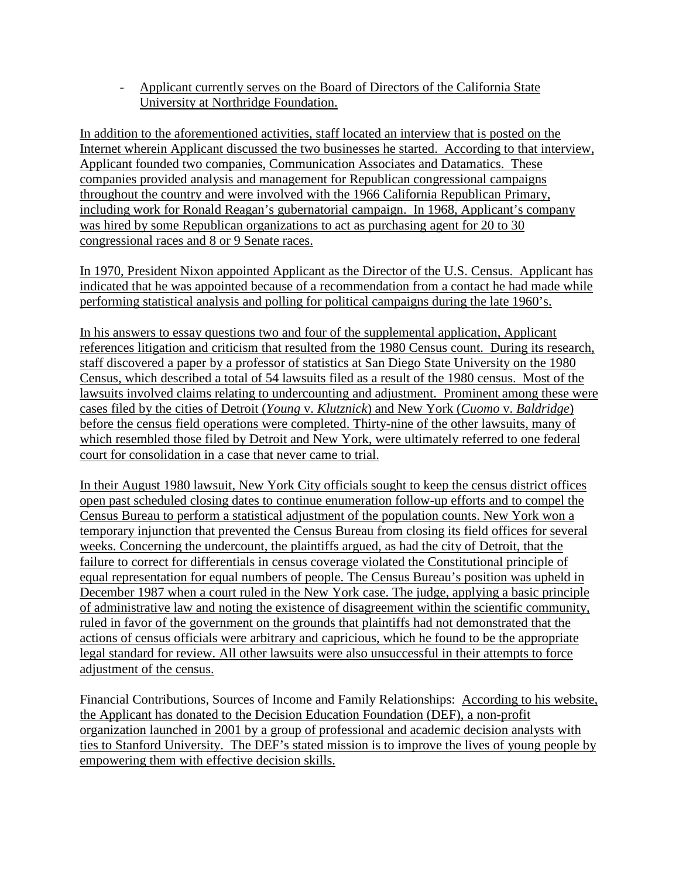- Applicant currently serves on the Board of Directors of the California State University at Northridge Foundation.

In addition to the aforementioned activities, staff located an interview that is posted on the Internet wherein Applicant discussed the two businesses he started. According to that interview, Applicant founded two companies, Communication Associates and Datamatics. These companies provided analysis and management for Republican congressional campaigns throughout the country and were involved with the 1966 California Republican Primary, including work for Ronald Reagan's gubernatorial campaign. In 1968, Applicant's company was hired by some Republican organizations to act as purchasing agent for 20 to 30 congressional races and 8 or 9 Senate races.

In 1970, President Nixon appointed Applicant as the Director of the U.S. Census. Applicant has indicated that he was appointed because of a recommendation from a contact he had made while performing statistical analysis and polling for political campaigns during the late 1960's.

In his answers to essay questions two and four of the supplemental application, Applicant references litigation and criticism that resulted from the 1980 Census count. During its research, staff discovered a paper by a professor of statistics at San Diego State University on the 1980 Census, which described a total of 54 lawsuits filed as a result of the 1980 census. Most of the lawsuits involved claims relating to undercounting and adjustment. Prominent among these were cases filed by the cities of Detroit (*Young* v. *Klutznick*) and New York (*Cuomo* v. *Baldridge*) before the census field operations were completed. Thirty-nine of the other lawsuits, many of which resembled those filed by Detroit and New York, were ultimately referred to one federal court for consolidation in a case that never came to trial.

In their August 1980 lawsuit, New York City officials sought to keep the census district offices open past scheduled closing dates to continue enumeration follow-up efforts and to compel the Census Bureau to perform a statistical adjustment of the population counts. New York won a temporary injunction that prevented the Census Bureau from closing its field offices for several weeks. Concerning the undercount, the plaintiffs argued, as had the city of Detroit, that the failure to correct for differentials in census coverage violated the Constitutional principle of equal representation for equal numbers of people. The Census Bureau's position was upheld in December 1987 when a court ruled in the New York case. The judge, applying a basic principle of administrative law and noting the existence of disagreement within the scientific community, ruled in favor of the government on the grounds that plaintiffs had not demonstrated that the actions of census officials were arbitrary and capricious, which he found to be the appropriate legal standard for review. All other lawsuits were also unsuccessful in their attempts to force adjustment of the census.

Financial Contributions, Sources of Income and Family Relationships: According to his website, the Applicant has donated to the Decision Education Foundation (DEF), a non-profit organization launched in 2001 by a group of professional and academic decision analysts with ties to Stanford University. The DEF's stated mission is to improve the lives of young people by empowering them with effective decision skills.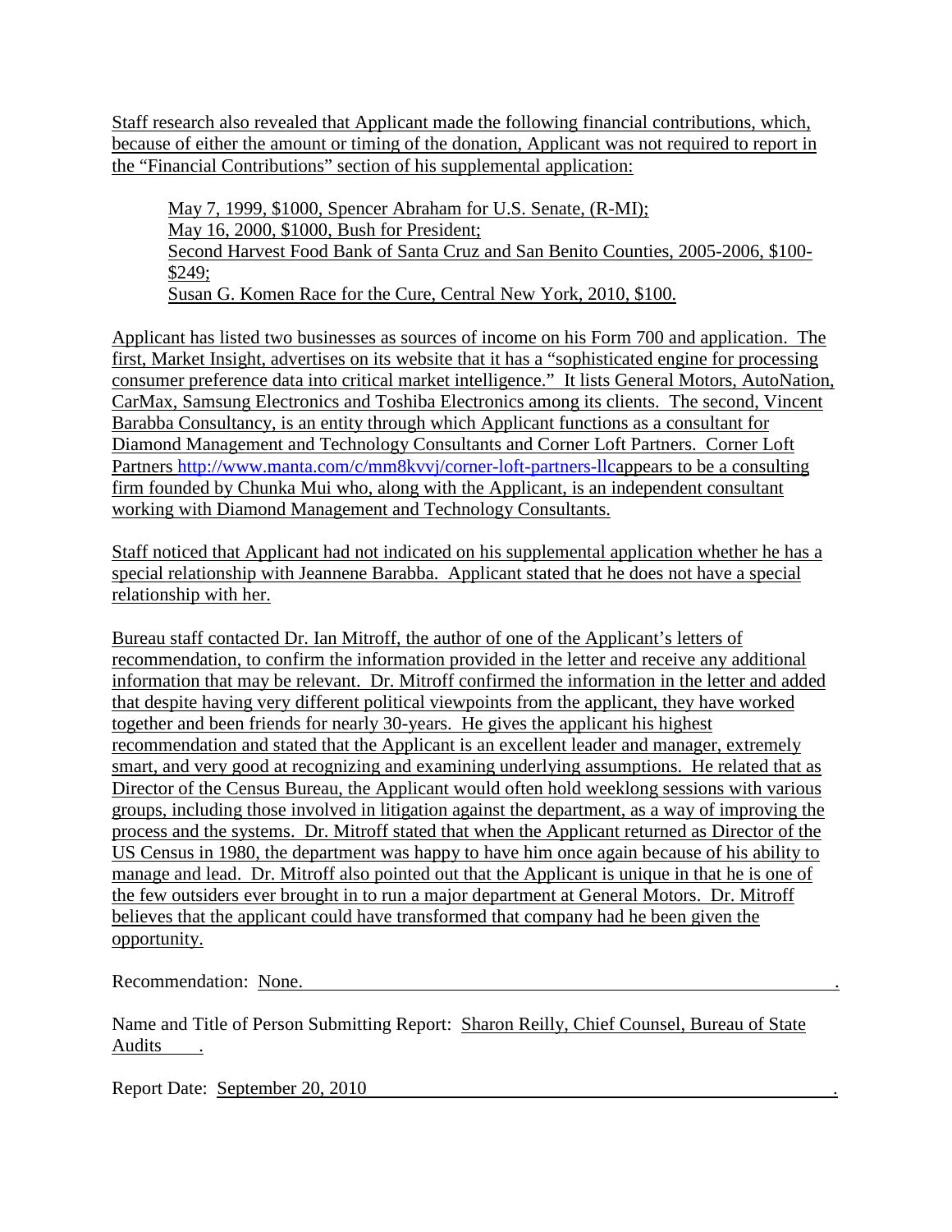Staff research also revealed that Applicant made the following financial contributions, which, because of either the amount or timing of the donation, Applicant was not required to report in the "Financial Contributions" section of his supplemental application:

> May 7, 1999, $1000, Spencer Abraham for U.S. Senate, (R-MI);
> May 16, 2000, $1000, Bush for President;
> Second Harvest Food Bank of Santa Cruz and San Benito Counties, 2005-2006, $100-$249;
> Susan G. Komen Race for the Cure, Central New York, 2010, $100.

Applicant has listed two businesses as sources of income on his Form 700 and application. The first, Market Insight, advertises on its website that it has a "sophisticated engine for processing consumer preference data into critical market intelligence." It lists General Motors, AutoNation, CarMax, Samsung Electronics and Toshiba Electronics among its clients. The second, Vincent Barabba Consultancy, is an entity through which Applicant functions as a consultant for Diamond Management and Technology Consultants and Corner Loft Partners. Corner Loft Partners http://www.manta.com/c/mm8kvvj/corner-loft-partners-llcappears to be a consulting firm founded by Chunka Mui who, along with the Applicant, is an independent consultant working with Diamond Management and Technology Consultants.

Staff noticed that Applicant had not indicated on his supplemental application whether he has a special relationship with Jeannene Barabba. Applicant stated that he does not have a special relationship with her.

Bureau staff contacted Dr. Ian Mitroff, the author of one of the Applicant's letters of recommendation, to confirm the information provided in the letter and receive any additional information that may be relevant. Dr. Mitroff confirmed the information in the letter and added that despite having very different political viewpoints from the applicant, they have worked together and been friends for nearly 30-years. He gives the applicant his highest recommendation and stated that the Applicant is an excellent leader and manager, extremely smart, and very good at recognizing and examining underlying assumptions. He related that as Director of the Census Bureau, the Applicant would often hold weeklong sessions with various groups, including those involved in litigation against the department, as a way of improving the process and the systems. Dr. Mitroff stated that when the Applicant returned as Director of the US Census in 1980, the department was happy to have him once again because of his ability to manage and lead. Dr. Mitroff also pointed out that the Applicant is unique in that he is one of the few outsiders ever brought in to run a major department at General Motors. Dr. Mitroff believes that the applicant could have transformed that company had he been given the opportunity.

Recommendation: None.

Name and Title of Person Submitting Report: Sharon Reilly, Chief Counsel, Bureau of State Audits.

Report Date: September 20, 2010